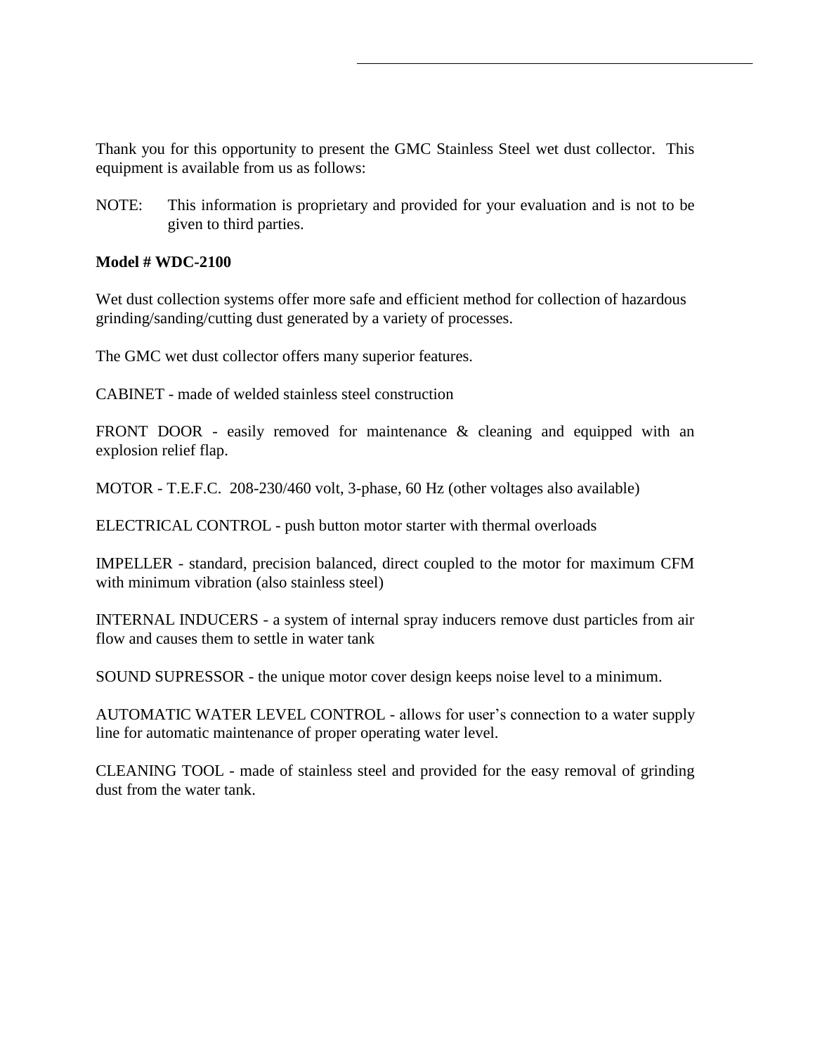Thank you for this opportunity to present the GMC Stainless Steel wet dust collector. This equipment is available from us as follows:

NOTE: This information is proprietary and provided for your evaluation and is not to be given to third parties.

**Model # WDC-2100**

Wet dust collection systems offer more safe and efficient method for collection of hazardous grinding/sanding/cutting dust generated by a variety of processes.

The GMC wet dust collector offers many superior features.

CABINET - made of welded stainless steel construction

FRONT DOOR - easily removed for maintenance & cleaning and equipped with an explosion relief flap.

MOTOR - T.E.F.C. 208-230/460 volt, 3-phase, 60 Hz (other voltages also available)

ELECTRICAL CONTROL - push button motor starter with thermal overloads

IMPELLER - standard, precision balanced, direct coupled to the motor for maximum CFM with minimum vibration (also stainless steel)

INTERNAL INDUCERS - a system of internal spray inducers remove dust particles from air flow and causes them to settle in water tank

SOUND SUPRESSOR - the unique motor cover design keeps noise level to a minimum.

AUTOMATIC WATER LEVEL CONTROL - allows for user's connection to a water supply line for automatic maintenance of proper operating water level.

CLEANING TOOL - made of stainless steel and provided for the easy removal of grinding dust from the water tank.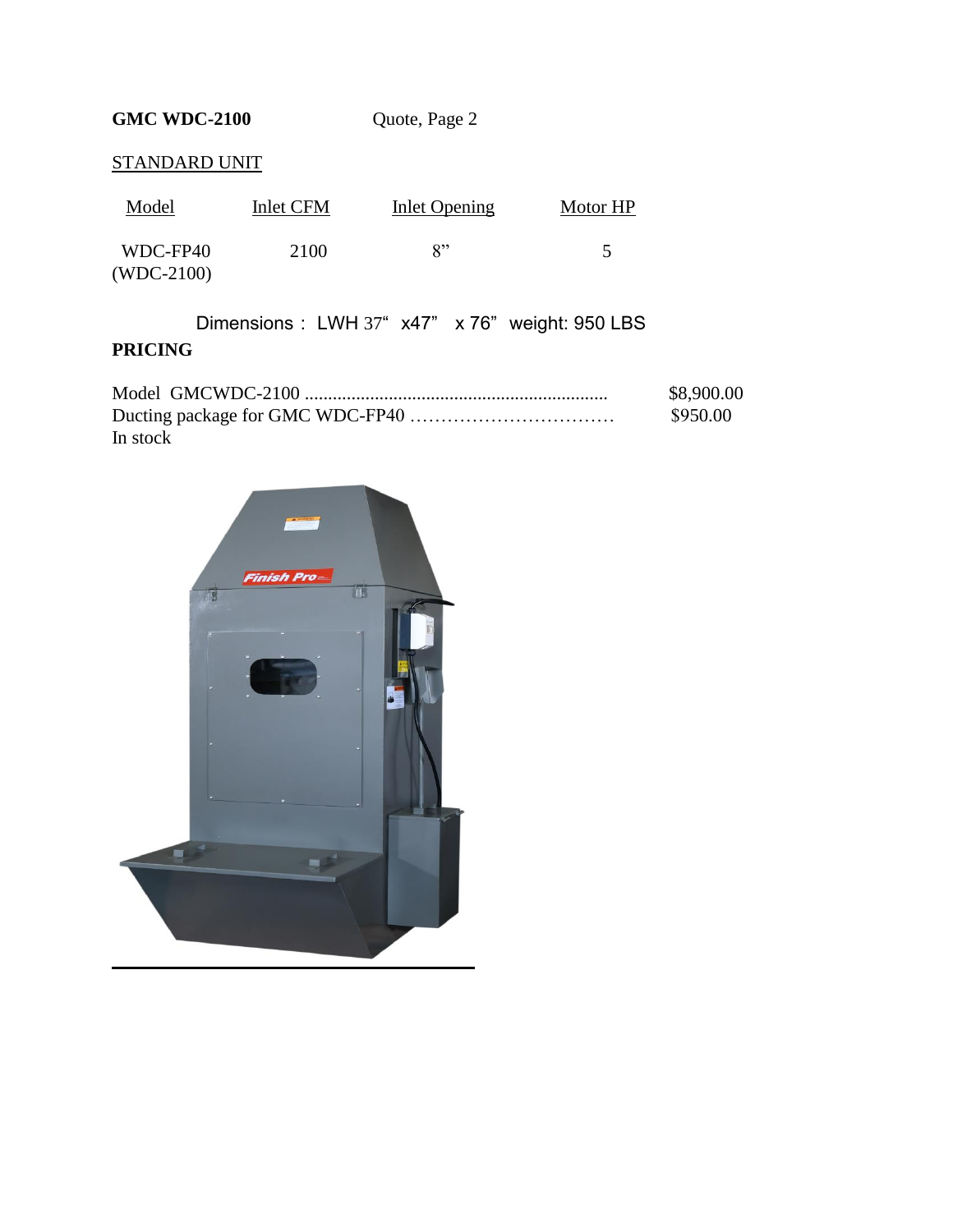**GMC WDC-2100** Quote, Page 2

STANDARD UNIT

| Model | Inlet CFM | Inlet Opening | Motor HP |
| --- | --- | --- | --- |
| WDC-FP40 (WDC-2100) | 2100 | 8” | 5 |

Dimensions：LWH 37“ x47” x 76” weight: 950 LBS

**PRICING**

Model GMCWDC-2100 ................................................................. $8,900.00
Ducting package for GMC WDC-FP40 …………………………… $950.00
In stock